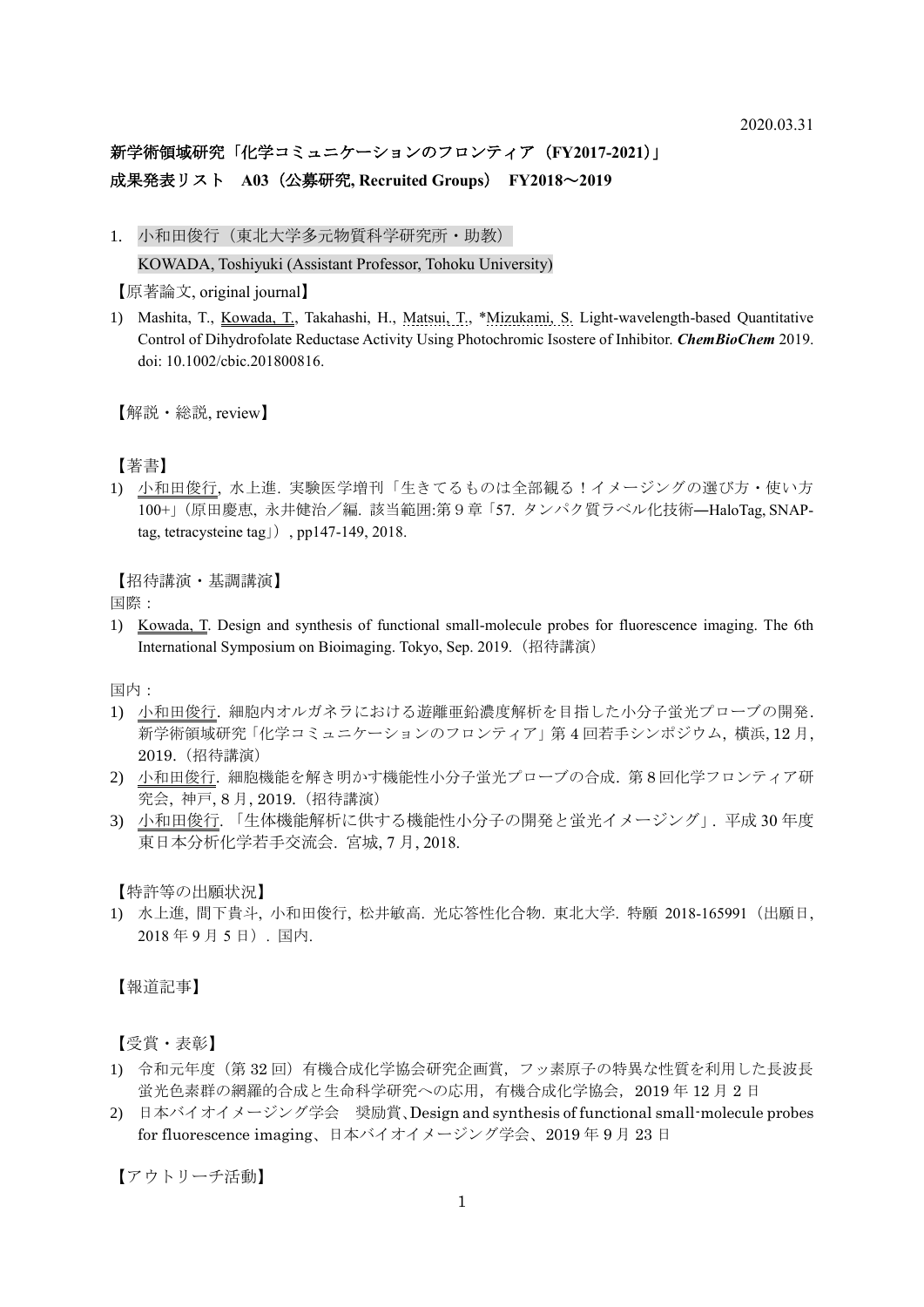2020.03.31

## 新学術領域研究「化学コミュニケーションのフロンティア（FY2017-2021）」
## 成果発表リスト　A03（公募研究, Recruited Groups）　FY2018～2019

### 1. 小和田俊行（東北大学多元物質科学研究所・助教）
KOWADA, Toshiyuki (Assistant Professor, Tohoku University)

【原著論文, original journal】

1) Mashita, T., Kowada, T., Takahashi, H., Matsui, T., *Mizukami, S. Light-wavelength-based Quantitative Control of Dihydrofolate Reductase Activity Using Photochromic Isostere of Inhibitor. ***ChemBioChem*** 2019. doi: 10.1002/cbic.201800816.

【解説・総説, review】

【著書】

1) 小和田俊行, 水上進. 実験医学増刊「生きてるものは全部観る！イメージングの選び方・使い方100+」（原田慶恵, 永井健治／編. 該当範囲:第９章「57. タンパク質ラベル化技術―HaloTag, SNAP-tag, tetracysteine tag」）, pp147-149, 2018.

【招待講演・基調講演】

国際：

1) Kowada, T. Design and synthesis of functional small-molecule probes for fluorescence imaging. The 6th International Symposium on Bioimaging. Tokyo, Sep. 2019.（招待講演）

国内：

1) 小和田俊行. 細胞内オルガネラにおける遊離亜鉛濃度解析を目指した小分子蛍光プローブの開発. 新学術領域研究「化学コミュニケーションのフロンティア」第４回若手シンポジウム, 横浜, 12 月, 2019.（招待講演）
2) 小和田俊行. 細胞機能を解き明かす機能性小分子蛍光プローブの合成. 第８回化学フロンティア研究会, 神戸, 8 月, 2019.（招待講演）
3) 小和田俊行. 「生体機能解析に供する機能性小分子の開発と蛍光イメージング」. 平成 30 年度東日本分析化学若手交流会. 宮城, 7 月, 2018.

【特許等の出願状況】

1) 水上進, 間下貴斗, 小和田俊行, 松井敏高. 光応答性化合物. 東北大学. 特願 2018-165991（出願日, 2018 年 9 月 5 日）. 国内.

【報道記事】

【受賞・表彰】

1) 令和元年度（第 32 回）有機合成化学協会研究企画賞，フッ素原子の特異な性質を利用した長波長蛍光色素群の網羅的合成と生命科学研究への応用，有機合成化学協会，2019 年 12 月 2 日
2) 日本バイオイメージング学会　奨励賞、Design and synthesis of functional small-molecule probes for fluorescence imaging、日本バイオイメージング学会、2019 年 9 月 23 日

【アウトリーチ活動】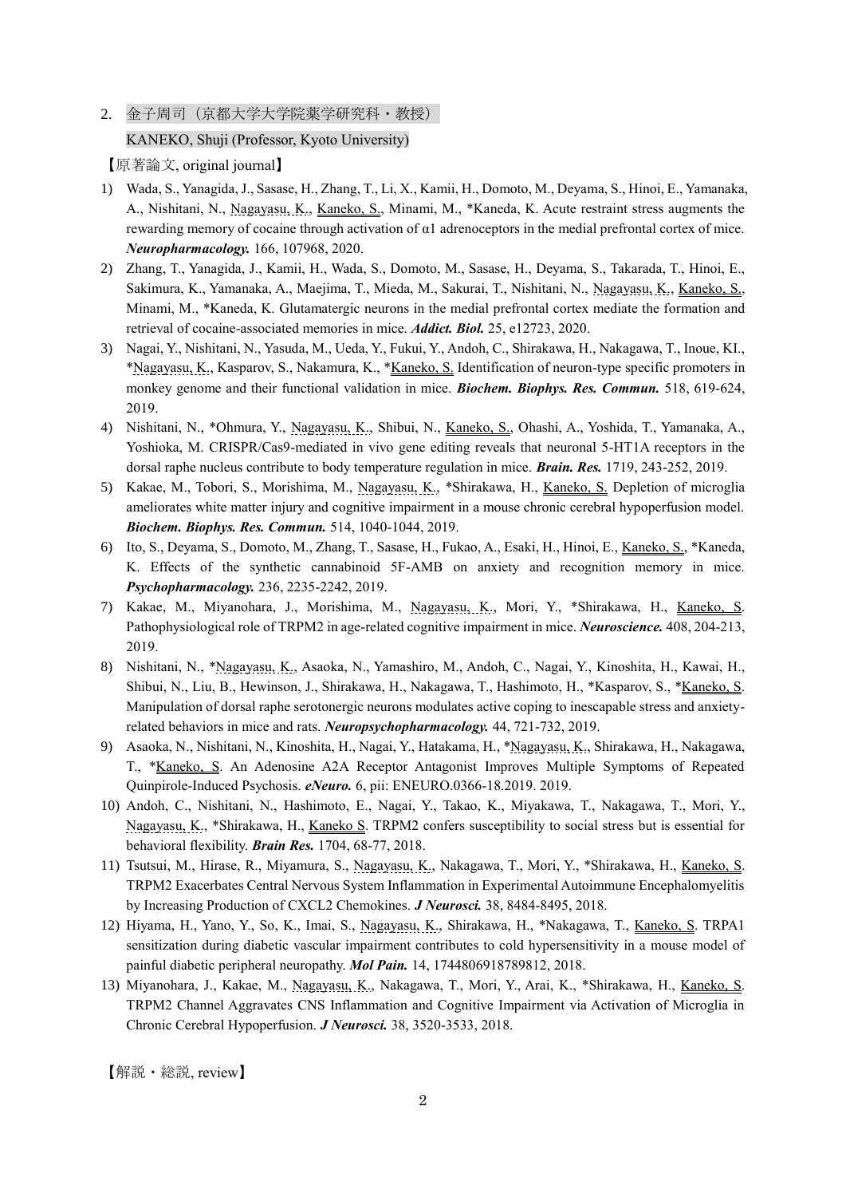2. 金子周司（京都大学大学院薬学研究科・教授）

KANEKO, Shuji (Professor, Kyoto University)

【原著論文, original journal】

1) Wada, S., Yanagida, J., Sasase, H., Zhang, T., Li, X., Kamii, H., Domoto, M., Deyama, S., Hinoi, E., Yamanaka, A., Nishitani, N., Nagayasu, K., Kaneko, S., Minami, M., *Kaneda, K. Acute restraint stress augments the rewarding memory of cocaine through activation of α1 adrenoceptors in the medial prefrontal cortex of mice. ***Neuropharmacology.*** 166, 107968, 2020.
2) Zhang, T., Yanagida, J., Kamii, H., Wada, S., Domoto, M., Sasase, H., Deyama, S., Takarada, T., Hinoi, E., Sakimura, K., Yamanaka, A., Maejima, T., Mieda, M., Sakurai, T., Nishitani, N., Nagayasu, K., Kaneko, S., Minami, M., *Kaneda, K. Glutamatergic neurons in the medial prefrontal cortex mediate the formation and retrieval of cocaine-associated memories in mice. ***Addict. Biol.*** 25, e12723, 2020.
3) Nagai, Y., Nishitani, N., Yasuda, M., Ueda, Y., Fukui, Y., Andoh, C., Shirakawa, H., Nakagawa, T., Inoue, KI., *Nagayasu, K., Kasparov, S., Nakamura, K., *Kaneko, S. Identification of neuron-type specific promoters in monkey genome and their functional validation in mice. ***Biochem. Biophys. Res. Commun.*** 518, 619-624, 2019.
4) Nishitani, N., *Ohmura, Y., Nagayasu, K., Shibui, N., Kaneko, S., Ohashi, A., Yoshida, T., Yamanaka, A., Yoshioka, M. CRISPR/Cas9-mediated in vivo gene editing reveals that neuronal 5-HT1A receptors in the dorsal raphe nucleus contribute to body temperature regulation in mice. ***Brain. Res.*** 1719, 243-252, 2019.
5) Kakae, M., Tobori, S., Morishima, M., Nagayasu, K., *Shirakawa, H., Kaneko, S. Depletion of microglia ameliorates white matter injury and cognitive impairment in a mouse chronic cerebral hypoperfusion model. ***Biochem. Biophys. Res. Commun.*** 514, 1040-1044, 2019.
6) Ito, S., Deyama, S., Domoto, M., Zhang, T., Sasase, H., Fukao, A., Esaki, H., Hinoi, E., Kaneko, S., *Kaneda, K. Effects of the synthetic cannabinoid 5F-AMB on anxiety and recognition memory in mice. ***Psychopharmacology.*** 236, 2235-2242, 2019.
7) Kakae, M., Miyanohara, J., Morishima, M., Nagayasu, K., Mori, Y., *Shirakawa, H., Kaneko, S. Pathophysiological role of TRPM2 in age-related cognitive impairment in mice. ***Neuroscience.*** 408, 204-213, 2019.
8) Nishitani, N., *Nagayasu, K., Asaoka, N., Yamashiro, M., Andoh, C., Nagai, Y., Kinoshita, H., Kawai, H., Shibui, N., Liu, B., Hewinson, J., Shirakawa, H., Nakagawa, T., Hashimoto, H., *Kasparov, S., *Kaneko, S. Manipulation of dorsal raphe serotonergic neurons modulates active coping to inescapable stress and anxiety-related behaviors in mice and rats. ***Neuropsychopharmacology.*** 44, 721-732, 2019.
9) Asaoka, N., Nishitani, N., Kinoshita, H., Nagai, Y., Hatakama, H., *Nagayasu, K., Shirakawa, H., Nakagawa, T., *Kaneko, S. An Adenosine A2A Receptor Antagonist Improves Multiple Symptoms of Repeated Quinpirole-Induced Psychosis. ***eNeuro.*** 6, pii: ENEURO.0366-18.2019. 2019.
10) Andoh, C., Nishitani, N., Hashimoto, E., Nagai, Y., Takao, K., Miyakawa, T., Nakagawa, T., Mori, Y., Nagayasu, K., *Shirakawa, H., Kaneko S. TRPM2 confers susceptibility to social stress but is essential for behavioral flexibility. ***Brain Res.*** 1704, 68-77, 2018.
11) Tsutsui, M., Hirase, R., Miyamura, S., Nagayasu, K., Nakagawa, T., Mori, Y., *Shirakawa, H., Kaneko, S. TRPM2 Exacerbates Central Nervous System Inflammation in Experimental Autoimmune Encephalomyelitis by Increasing Production of CXCL2 Chemokines. ***J Neurosci.*** 38, 8484-8495, 2018.
12) Hiyama, H., Yano, Y., So, K., Imai, S., Nagayasu, K., Shirakawa, H., *Nakagawa, T., Kaneko, S. TRPA1 sensitization during diabetic vascular impairment contributes to cold hypersensitivity in a mouse model of painful diabetic peripheral neuropathy. ***Mol Pain.*** 14, 1744806918789812, 2018.
13) Miyanohara, J., Kakae, M., Nagayasu, K., Nakagawa, T., Mori, Y., Arai, K., *Shirakawa, H., Kaneko, S. TRPM2 Channel Aggravates CNS Inflammation and Cognitive Impairment via Activation of Microglia in Chronic Cerebral Hypoperfusion. ***J Neurosci.*** 38, 3520-3533, 2018.

【解説・総説, review】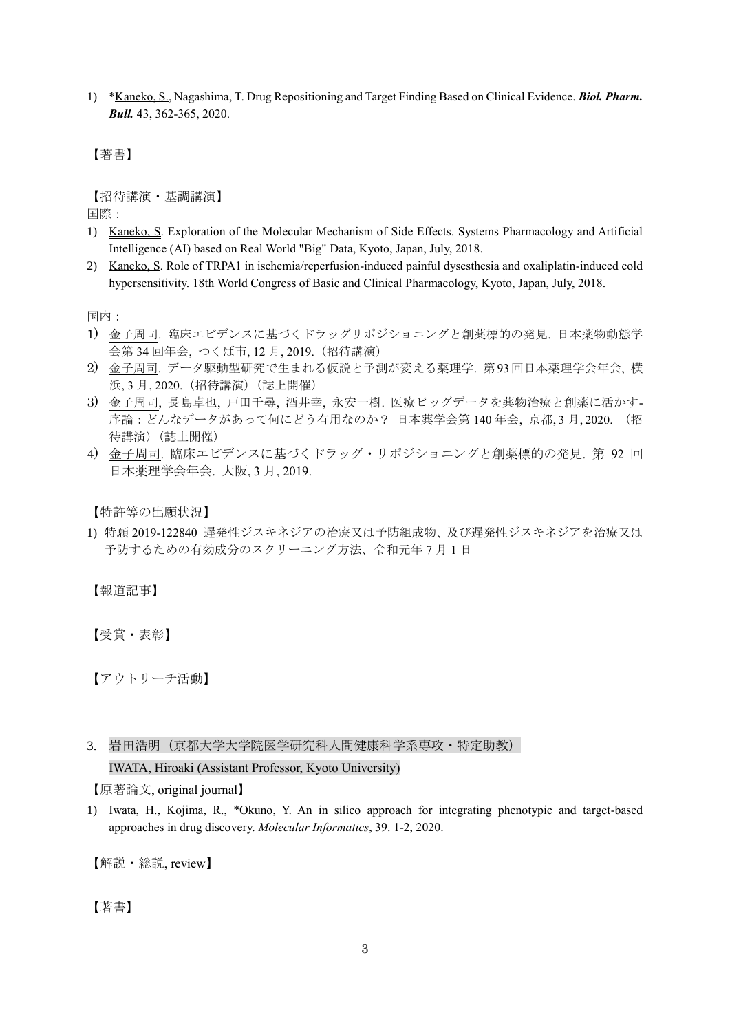1) *Kaneko, S., Nagashima, T. Drug Repositioning and Target Finding Based on Clinical Evidence. ***Biol. Pharm. Bull.*** 43, 362-365, 2020.

【著書】

【招待講演・基調講演】

国際：

1) Kaneko, S. Exploration of the Molecular Mechanism of Side Effects. Systems Pharmacology and Artificial Intelligence (AI) based on Real World "Big" Data, Kyoto, Japan, July, 2018.
2) Kaneko, S. Role of TRPA1 in ischemia/reperfusion-induced painful dysesthesia and oxaliplatin-induced cold hypersensitivity. 18th World Congress of Basic and Clinical Pharmacology, Kyoto, Japan, July, 2018.

国内：

1) 金子周司. 臨床エビデンスに基づくドラッグリポジショニングと創薬標的の発見. 日本薬物動態学会第 34 回年会, つくば市, 12 月, 2019.（招待講演）
2) 金子周司. データ駆動型研究で生まれる仮説と予測が変える薬理学. 第 93 回日本薬理学会年会, 横浜, 3 月, 2020.（招待講演）（誌上開催）
3) 金子周司, 長島卓也, 戸田千尋, 酒井幸, 永安一樹. 医療ビッグデータを薬物治療と創薬に活かす-序論：どんなデータがあって何にどう有用なのか？ 日本薬学会第 140 年会, 京都, 3 月, 2020. （招待講演）（誌上開催）
4) 金子周司. 臨床エビデンスに基づくドラッグ・リポジショニングと創薬標的の発見. 第 92 回日本薬理学会年会. 大阪, 3 月, 2019.

【特許等の出願状況】

1) 特願 2019-122840 遅発性ジスキネジアの治療又は予防組成物、及び遅発性ジスキネジアを治療又は予防するための有効成分のスクリーニング方法、令和元年 7 月 1 日

【報道記事】

【受賞・表彰】

【アウトリーチ活動】

3. 岩田浩明（京都大学大学院医学研究科人間健康科学系専攻・特定助教）
   IWATA, Hiroaki (Assistant Professor, Kyoto University)

【原著論文, original journal】

1) Iwata, H., Kojima, R., *Okuno, Y. An in silico approach for integrating phenotypic and target-based approaches in drug discovery. *Molecular Informatics*, 39. 1-2, 2020.

【解説・総説, review】

【著書】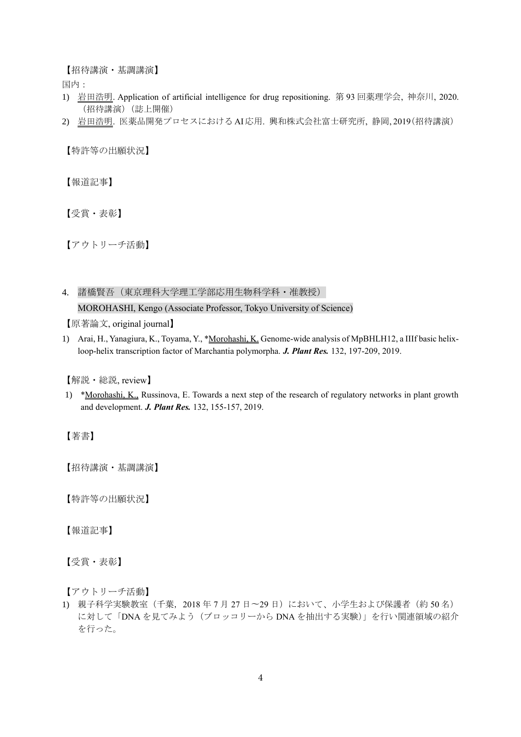【招待講演・基調講演】

国内：

1) 岩田浩明. Application of artificial intelligence for drug repositioning. 第 93 回薬理学会, 神奈川, 2020.（招待講演）（誌上開催）
2) 岩田浩明. 医薬品開発プロセスにおける AI 応用. 興和株式会社富士研究所, 静岡, 2019（招待講演）

【特許等の出願状況】

【報道記事】

【受賞・表彰】

【アウトリーチ活動】

4. 諸橋賢吾（東京理科大学理工学部応用生物科学科・准教授）
   MOROHASHI, Kengo (Associate Professor, Tokyo University of Science)

【原著論文, original journal】

1) Arai, H., Yanagiura, K., Toyama, Y., *Morohashi, K. Genome-wide analysis of MpBHLH12, a IIIf basic helix-loop-helix transcription factor of Marchantia polymorpha. ***J. Plant Res.*** 132, 197-209, 2019.

【解説・総説, review】

1) *Morohashi, K., Russinova, E. Towards a next step of the research of regulatory networks in plant growth and development. ***J. Plant Res.*** 132, 155-157, 2019.

【著書】

【招待講演・基調講演】

【特許等の出願状況】

【報道記事】

【受賞・表彰】

【アウトリーチ活動】

1) 親子科学実験教室（千葉, 2018 年 7 月 27 日〜29 日）において、小学生および保護者（約 50 名）に対して「DNA を見てみよう（ブロッコリーから DNA を抽出する実験）」を行い関連領域の紹介を行った。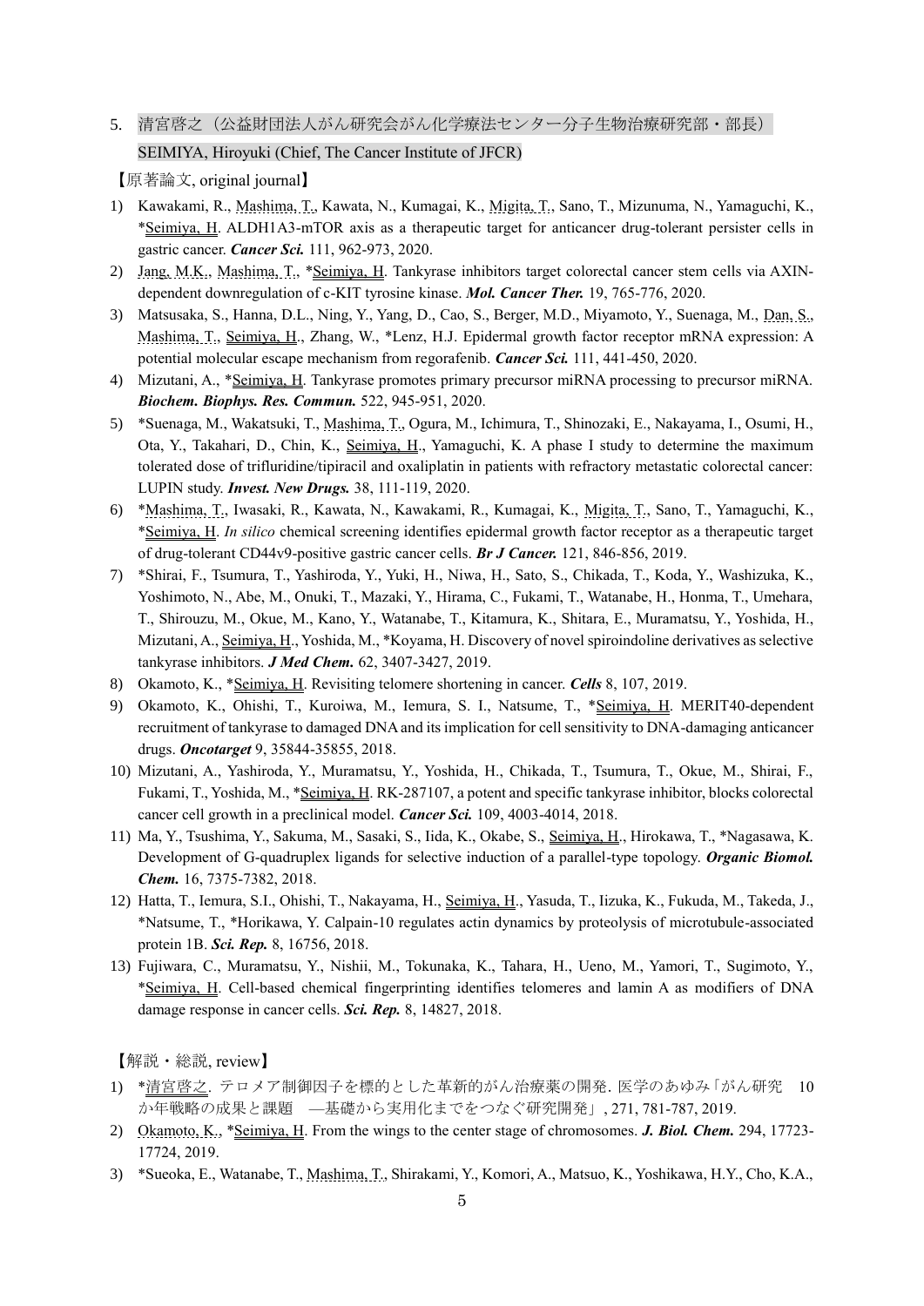5. 清宮啓之（公益財団法人がん研究会がん化学療法センター分子生物治療研究部・部長）
SEIMIYA, Hiroyuki (Chief, The Cancer Institute of JFCR)

【原著論文, original journal】

1) Kawakami, R., Mashima, T., Kawata, N., Kumagai, K., Migita, T., Sano, T., Mizunuma, N., Yamaguchi, K., *Seimiya, H. ALDH1A3-mTOR axis as a therapeutic target for anticancer drug-tolerant persister cells in gastric cancer. ***Cancer Sci.*** 111, 962-973, 2020.
2) Jang, M.K., Mashima, T., *Seimiya, H. Tankyrase inhibitors target colorectal cancer stem cells via AXIN-dependent downregulation of c-KIT tyrosine kinase. ***Mol. Cancer Ther.*** 19, 765-776, 2020.
3) Matsusaka, S., Hanna, D.L., Ning, Y., Yang, D., Cao, S., Berger, M.D., Miyamoto, Y., Suenaga, M., Dan, S., Mashima, T., Seimiya, H., Zhang, W., *Lenz, H.J. Epidermal growth factor receptor mRNA expression: A potential molecular escape mechanism from regorafenib. ***Cancer Sci.*** 111, 441-450, 2020.
4) Mizutani, A., *Seimiya, H. Tankyrase promotes primary precursor miRNA processing to precursor miRNA. ***Biochem. Biophys. Res. Commun.*** 522, 945-951, 2020.
5) *Suenaga, M., Wakatsuki, T., Mashima, T., Ogura, M., Ichimura, T., Shinozaki, E., Nakayama, I., Osumi, H., Ota, Y., Takahari, D., Chin, K., Seimiya, H., Yamaguchi, K. A phase I study to determine the maximum tolerated dose of trifluridine/tipiracil and oxaliplatin in patients with refractory metastatic colorectal cancer: LUPIN study. ***Invest. New Drugs.*** 38, 111-119, 2020.
6) *Mashima, T., Iwasaki, R., Kawata, N., Kawakami, R., Kumagai, K., Migita, T., Sano, T., Yamaguchi, K., *Seimiya, H. *In silico* chemical screening identifies epidermal growth factor receptor as a therapeutic target of drug-tolerant CD44v9-positive gastric cancer cells. ***Br J Cancer.*** 121, 846-856, 2019.
7) *Shirai, F., Tsumura, T., Yashiroda, Y., Yuki, H., Niwa, H., Sato, S., Chikada, T., Koda, Y., Washizuka, K., Yoshimoto, N., Abe, M., Onuki, T., Mazaki, Y., Hirama, C., Fukami, T., Watanabe, H., Honma, T., Umehara, T., Shirouzu, M., Okue, M., Kano, Y., Watanabe, T., Kitamura, K., Shitara, E., Muramatsu, Y., Yoshida, H., Mizutani, A., Seimiya, H., Yoshida, M., *Koyama, H. Discovery of novel spiroindoline derivatives as selective tankyrase inhibitors. ***J Med Chem.*** 62, 3407-3427, 2019.
8) Okamoto, K., *Seimiya, H. Revisiting telomere shortening in cancer. ***Cells*** 8, 107, 2019.
9) Okamoto, K., Ohishi, T., Kuroiwa, M., Iemura, S. I., Natsume, T., *Seimiya, H. MERIT40-dependent recruitment of tankyrase to damaged DNA and its implication for cell sensitivity to DNA-damaging anticancer drugs. ***Oncotarget*** 9, 35844-35855, 2018.
10) Mizutani, A., Yashiroda, Y., Muramatsu, Y., Yoshida, H., Chikada, T., Tsumura, T., Okue, M., Shirai, F., Fukami, T., Yoshida, M., *Seimiya, H. RK-287107, a potent and specific tankyrase inhibitor, blocks colorectal cancer cell growth in a preclinical model. ***Cancer Sci.*** 109, 4003-4014, 2018.
11) Ma, Y., Tsushima, Y., Sakuma, M., Sasaki, S., Iida, K., Okabe, S., Seimiya, H., Hirokawa, T., *Nagasawa, K. Development of G-quadruplex ligands for selective induction of a parallel-type topology. ***Organic Biomol. Chem.*** 16, 7375-7382, 2018.
12) Hatta, T., Iemura, S.I., Ohishi, T., Nakayama, H., Seimiya, H., Yasuda, T., Iizuka, K., Fukuda, M., Takeda, J., *Natsume, T., *Horikawa, Y. Calpain-10 regulates actin dynamics by proteolysis of microtubule-associated protein 1B. ***Sci. Rep.*** 8, 16756, 2018.
13) Fujiwara, C., Muramatsu, Y., Nishii, M., Tokunaka, K., Tahara, H., Ueno, M., Yamori, T., Sugimoto, Y., *Seimiya, H. Cell-based chemical fingerprinting identifies telomeres and lamin A as modifiers of DNA damage response in cancer cells. ***Sci. Rep.*** 8, 14827, 2018.

【解説・総説, review】

1) *清宮啓之. テロメア制御因子を標的とした革新的がん治療薬の開発. 医学のあゆみ「がん研究 10か年戦略の成果と課題 ―基礎から実用化までをつなぐ研究開発」, 271, 781-787, 2019.
2) Okamoto, K., *Seimiya, H. From the wings to the center stage of chromosomes. ***J. Biol. Chem.*** 294, 17723-17724, 2019.
3) *Sueoka, E., Watanabe, T., Mashima, T., Shirakami, Y., Komori, A., Matsuo, K., Yoshikawa, H.Y., Cho, K.A.,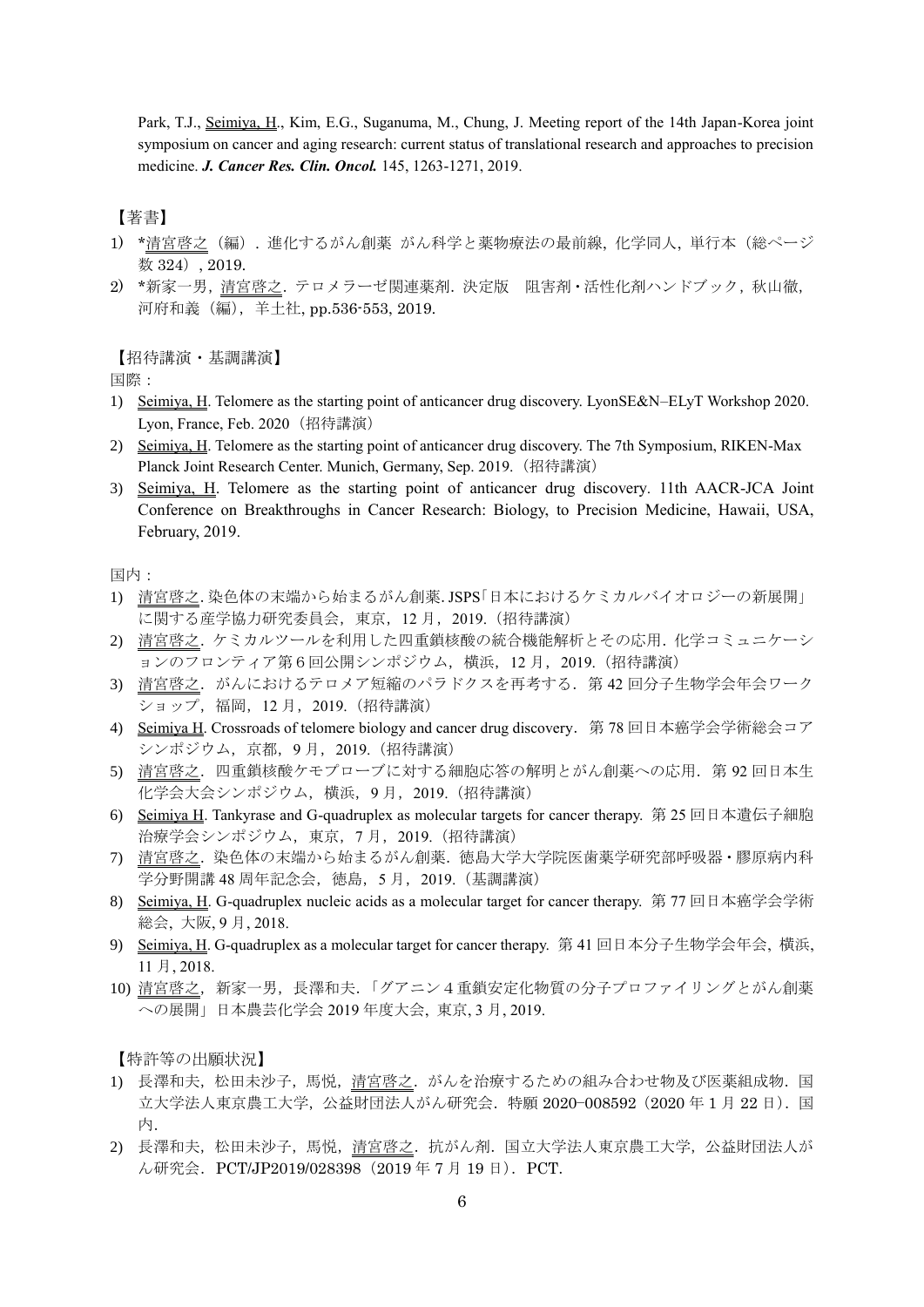Park, T.J., Seimiya, H., Kim, E.G., Suganuma, M., Chung, J. Meeting report of the 14th Japan-Korea joint symposium on cancer and aging research: current status of translational research and approaches to precision medicine. ***J. Cancer Res. Clin. Oncol.*** 145, 1263-1271, 2019.

【著書】

1) *清宮啓之（編）. 進化するがん創薬 がん科学と薬物療法の最前線, 化学同人, 単行本（総ページ数 324）, 2019.
2) *新家一男, 清宮啓之. テロメラーゼ関連薬剤. 決定版　阻害剤・活性化剤ハンドブック, 秋山徹, 河府和義（編）, 羊土社, pp.536-553, 2019.

【招待講演・基調講演】

国際：

1) Seimiya, H. Telomere as the starting point of anticancer drug discovery. LyonSE&N–ELyT Workshop 2020. Lyon, France, Feb. 2020（招待講演）
2) Seimiya, H. Telomere as the starting point of anticancer drug discovery. The 7th Symposium, RIKEN-Max Planck Joint Research Center. Munich, Germany, Sep. 2019.（招待講演）
3) Seimiya, H. Telomere as the starting point of anticancer drug discovery. 11th AACR-JCA Joint Conference on Breakthroughs in Cancer Research: Biology, to Precision Medicine, Hawaii, USA, February, 2019.

国内：

1) 清宮啓之. 染色体の末端から始まるがん創薬. JSPS「日本におけるケミカルバイオロジーの新展開」に関する産学協力研究委員会, 東京, 12 月, 2019.（招待講演）
2) 清宮啓之. ケミカルツールを利用した四重鎖核酸の統合機能解析とその応用. 化学コミュニケーションのフロンティア第 6 回公開シンポジウム, 横浜, 12 月, 2019.（招待講演）
3) 清宮啓之. がんにおけるテロメア短縮のパラドクスを再考する. 第 42 回分子生物学会年会ワークショップ, 福岡, 12 月, 2019.（招待講演）
4) Seimiya H. Crossroads of telomere biology and cancer drug discovery. 第 78 回日本癌学会学術総会コアシンポジウム, 京都, 9 月, 2019.（招待講演）
5) 清宮啓之. 四重鎖核酸ケモプローブに対する細胞応答の解明とがん創薬への応用. 第 92 回日本生化学会大会シンポジウム, 横浜, 9 月, 2019.（招待講演）
6) Seimiya H. Tankyrase and G-quadruplex as molecular targets for cancer therapy. 第 25 回日本遺伝子細胞治療学会シンポジウム, 東京, 7 月, 2019.（招待講演）
7) 清宮啓之. 染色体の末端から始まるがん創薬. 徳島大学大学院医歯薬学研究部呼吸器・膠原病内科学分野開講 48 周年記念会, 徳島, 5 月, 2019.（基調講演）
8) Seimiya, H. G-quadruplex nucleic acids as a molecular target for cancer therapy. 第 77 回日本癌学会学術総会, 大阪, 9 月, 2018.
9) Seimiya, H. G-quadruplex as a molecular target for cancer therapy. 第 41 回日本分子生物学会年会, 横浜, 11 月, 2018.
10) 清宮啓之, 新家一男, 長澤和夫. 「グアニン 4 重鎖安定化物質の分子プロファイリングとがん創薬への展開」日本農芸化学会 2019 年度大会, 東京, 3 月, 2019.

【特許等の出願状況】

1) 長澤和夫, 松田未沙子, 馬悦, 清宮啓之. がんを治療するための組み合わせ物及び医薬組成物. 国立大学法人東京農工大学, 公益財団法人がん研究会. 特願 2020−008592（2020 年 1 月 22 日）. 国内.
2) 長澤和夫, 松田未沙子, 馬悦, 清宮啓之. 抗がん剤. 国立大学法人東京農工大学, 公益財団法人がん研究会. PCT/JP2019/028398（2019 年 7 月 19 日）. PCT.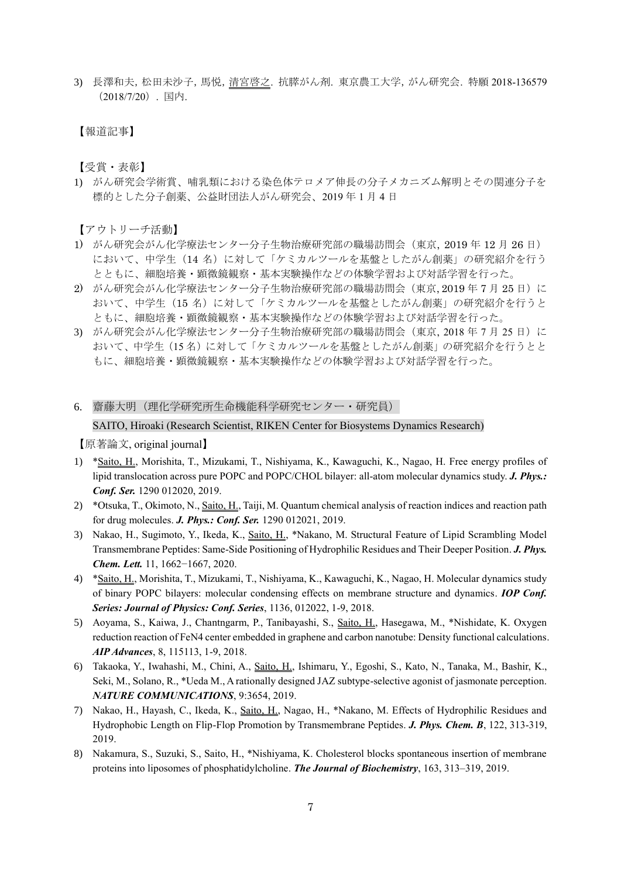3) 長澤和夫, 松田未沙子, 馬悦, <u>清宮啓之</u>. 抗膵がん剤. 東京農工大学, がん研究会. 特願 2018-136579（2018/7/20）. 国内.

【報道記事】

【受賞・表彰】

1) がん研究会学術賞、哺乳類における染色体テロメア伸長の分子メカニズム解明とその関連分子を標的とした分子創薬、公益財団法人がん研究会、2019 年 1 月 4 日

【アウトリーチ活動】

1) がん研究会がん化学療法センター分子生物治療研究部の職場訪問会（東京, 2019 年 12 月 26 日）において、中学生（14 名）に対して「ケミカルツールを基盤としたがん創薬」の研究紹介を行うとともに、細胞培養・顕微鏡観察・基本実験操作などの体験学習および対話学習を行った。
2) がん研究会がん化学療法センター分子生物治療研究部の職場訪問会（東京, 2019 年 7 月 25 日）において、中学生（15 名）に対して「ケミカルツールを基盤としたがん創薬」の研究紹介を行うとともに、細胞培養・顕微鏡観察・基本実験操作などの体験学習および対話学習を行った。
3) がん研究会がん化学療法センター分子生物治療研究部の職場訪問会（東京, 2018 年 7 月 25 日）において、中学生（15 名）に対して「ケミカルツールを基盤としたがん創薬」の研究紹介を行うとともに、細胞培養・顕微鏡観察・基本実験操作などの体験学習および対話学習を行った。

## 6. 齋藤大明（理化学研究所生命機能科学研究センター・研究員）

SAITO, Hiroaki (Research Scientist, RIKEN Center for Biosystems Dynamics Research)

【原著論文, original journal】

1) *<u>Saito, H.</u>, Morishita, T., Mizukami, T., Nishiyama, K., Kawaguchi, K., Nagao, H. Free energy profiles of lipid translocation across pure POPC and POPC/CHOL bilayer: all-atom molecular dynamics study. ***J. Phys.: Conf. Ser.*** 1290 012020, 2019.
2) *Otsuka, T., Okimoto, N., <u>Saito, H.</u>, Taiji, M. Quantum chemical analysis of reaction indices and reaction path for drug molecules. ***J. Phys.: Conf. Ser.*** 1290 012021, 2019.
3) Nakao, H., Sugimoto, Y., Ikeda, K., <u>Saito, H.</u>, *Nakano, M. Structural Feature of Lipid Scrambling Model Transmembrane Peptides: Same-Side Positioning of Hydrophilic Residues and Their Deeper Position. ***J. Phys. Chem. Lett.*** 11, 1662−1667, 2020.
4) *<u>Saito, H.</u>, Morishita, T., Mizukami, T., Nishiyama, K., Kawaguchi, K., Nagao, H. Molecular dynamics study of binary POPC bilayers: molecular condensing effects on membrane structure and dynamics. ***IOP Conf. Series: Journal of Physics: Conf. Series***, 1136, 012022, 1-9, 2018.
5) Aoyama, S., Kaiwa, J., Chantngarm, P., Tanibayashi, S., <u>Saito, H.</u>, Hasegawa, M., *Nishidate, K. Oxygen reduction reaction of FeN4 center embedded in graphene and carbon nanotube: Density functional calculations. ***AIP Advances***, 8, 115113, 1-9, 2018.
6) Takaoka, Y., Iwahashi, M., Chini, A., <u>Saito, H.</u>, Ishimaru, Y., Egoshi, S., Kato, N., Tanaka, M., Bashir, K., Seki, M., Solano, R., *Ueda M., A rationally designed JAZ subtype-selective agonist of jasmonate perception. ***NATURE COMMUNICATIONS***, 9:3654, 2019.
7) Nakao, H., Hayash, C., Ikeda, K., <u>Saito, H.</u>, Nagao, H., *Nakano, M. Effects of Hydrophilic Residues and Hydrophobic Length on Flip-Flop Promotion by Transmembrane Peptides. ***J. Phys. Chem. B***, 122, 313-319, 2019.
8) Nakamura, S., Suzuki, S., Saito, H., *Nishiyama, K. Cholesterol blocks spontaneous insertion of membrane proteins into liposomes of phosphatidylcholine. ***The Journal of Biochemistry***, 163, 313–319, 2019.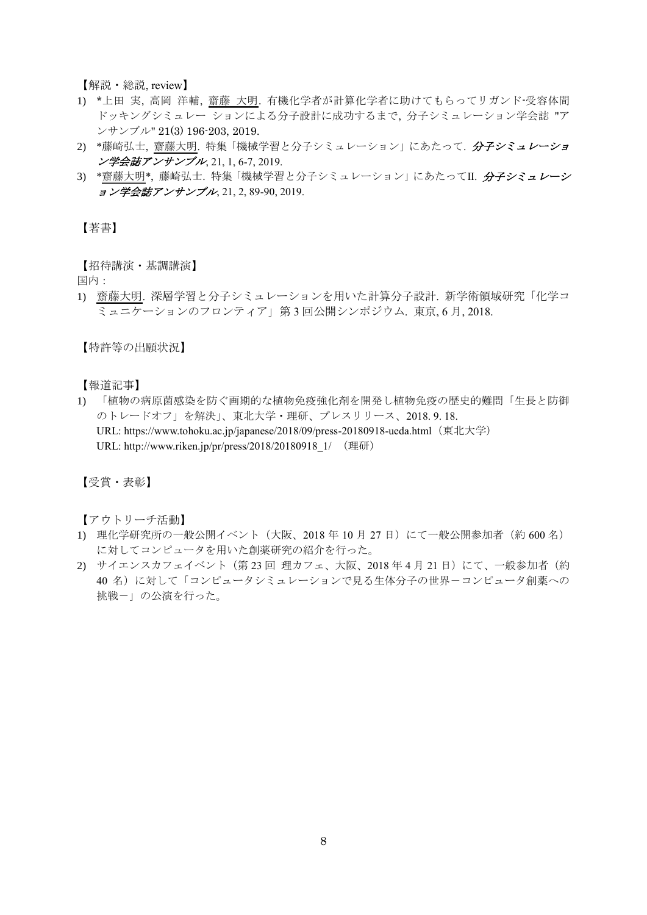【解説・総説, review】

1) *上田 実, 高岡 洋輔, 齋藤 大明. 有機化学者が計算化学者に助けてもらってリガンド-受容体間ドッキングシミュレー ションによる分子設計に成功するまで, 分子シミュレーション学会誌 "アンサンブル" 21(3) 196-203, 2019.
2) *藤崎弘士, 齋藤大明. 特集「機械学習と分子シミュレーション」にあたって. ***分子シミュレーション学会誌アンサンブル***, 21, 1, 6-7, 2019.
3) *齋藤大明*, 藤崎弘士. 特集「機械学習と分子シミュレーション」にあたってII. ***分子シミュレーション学会誌アンサンブル***, 21, 2, 89-90, 2019.

【著書】

【招待講演・基調講演】

国内：

1) 齋藤大明. 深層学習と分子シミュレーションを用いた計算分子設計. 新学術領域研究「化学コミュニケーションのフロンティア」第 3 回公開シンポジウム. 東京, 6 月, 2018.

【特許等の出願状況】

【報道記事】

1) 「植物の病原菌感染を防ぐ画期的な植物免疫強化剤を開発し植物免疫の歴史的難問「生長と防御のトレードオフ」を解決」、東北大学・理研、プレスリリース、2018. 9. 18.
   URL: https://www.tohoku.ac.jp/japanese/2018/09/press-20180918-ueda.html（東北大学）
   URL: http://www.riken.jp/pr/press/2018/20180918_1/ （理研）

【受賞・表彰】

【アウトリーチ活動】

1) 理化学研究所の一般公開イベント（大阪、2018 年 10 月 27 日）にて一般公開参加者（約 600 名）に対してコンピュータを用いた創薬研究の紹介を行った。
2) サイエンスカフェイベント（第 23 回 理カフェ、大阪、2018 年 4 月 21 日）にて、一般参加者（約 40 名）に対して「コンピュータシミュレーションで見る生体分子の世界－コンピュータ創薬への挑戦－」の公演を行った。